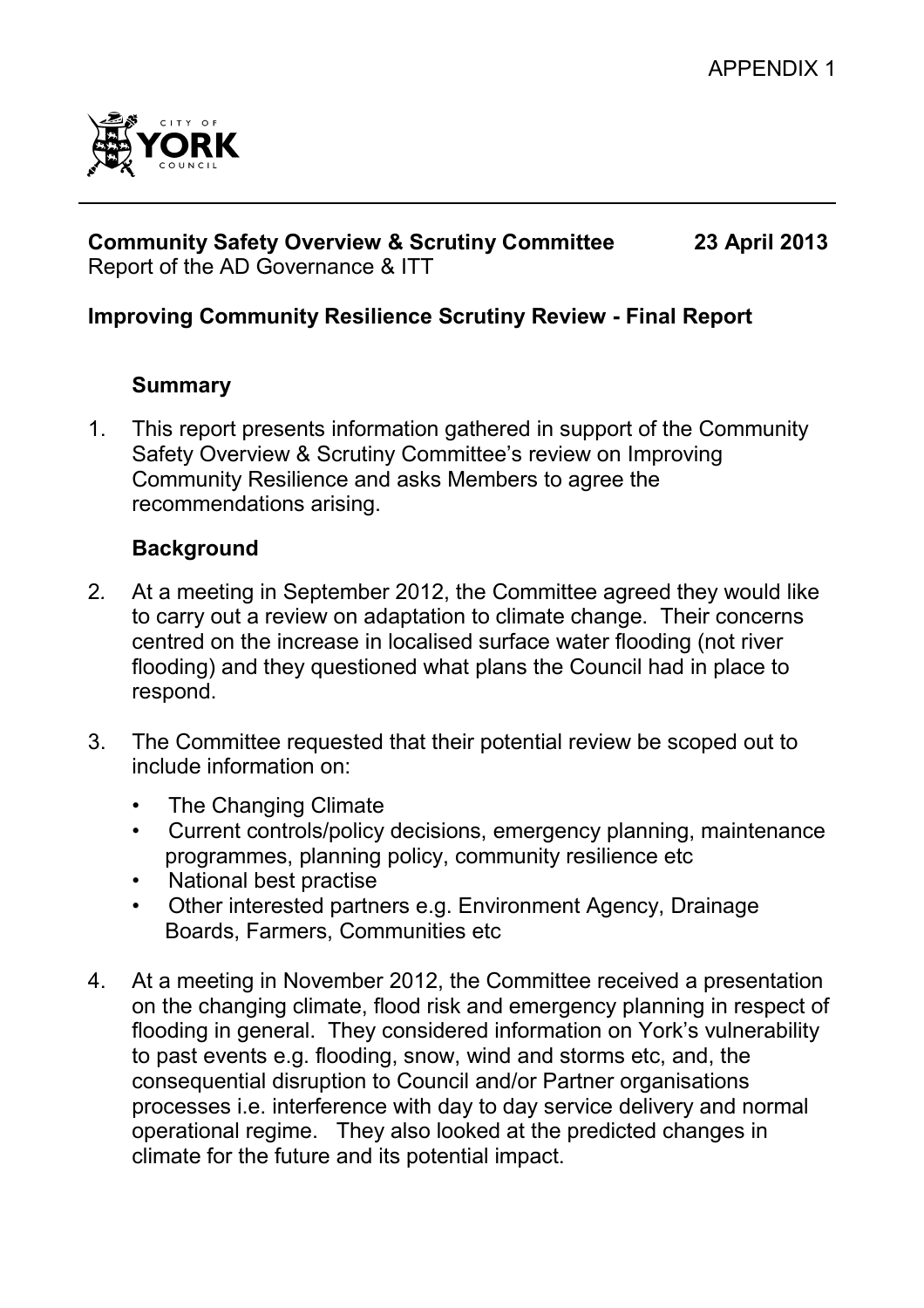APPENDIX 1

**Community Safety Overview & Scrutiny Committee 23 April 2013**
Report of the AD Governance & ITT

**Improving Community Resilience Scrutiny Review - Final Report**

**Summary**

1. This report presents information gathered in support of the Community Safety Overview & Scrutiny Committee's review on Improving Community Resilience and asks Members to agree the recommendations arising.

**Background**

2. At a meeting in September 2012, the Committee agreed they would like to carry out a review on adaptation to climate change. Their concerns centred on the increase in localised surface water flooding (not river flooding) and they questioned what plans the Council had in place to respond.

3. The Committee requested that their potential review be scoped out to include information on:
   - The Changing Climate
   - Current controls/policy decisions, emergency planning, maintenance programmes, planning policy, community resilience etc
   - National best practise
   - Other interested partners e.g. Environment Agency, Drainage Boards, Farmers, Communities etc

4. At a meeting in November 2012, the Committee received a presentation on the changing climate, flood risk and emergency planning in respect of flooding in general. They considered information on York's vulnerability to past events e.g. flooding, snow, wind and storms etc, and, the consequential disruption to Council and/or Partner organisations processes i.e. interference with day to day service delivery and normal operational regime. They also looked at the predicted changes in climate for the future and its potential impact.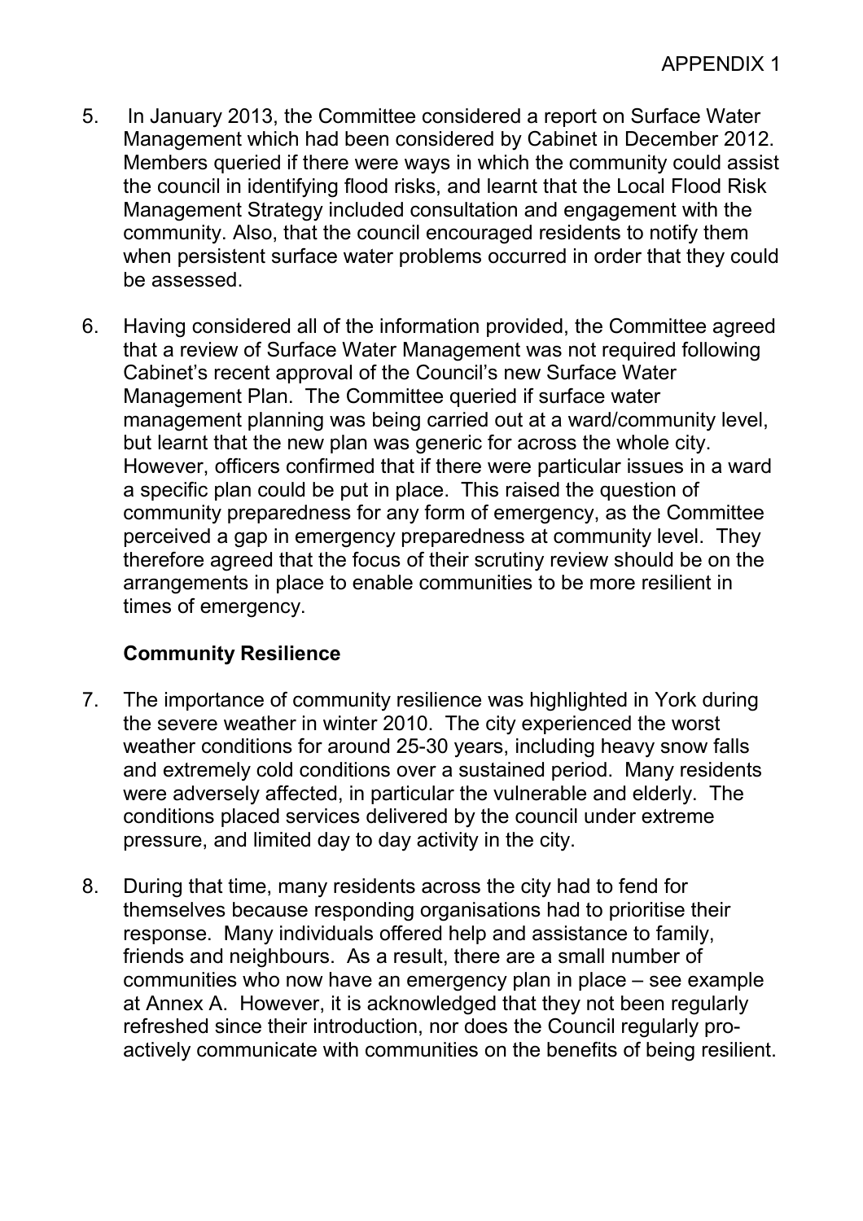5. In January 2013, the Committee considered a report on Surface Water Management which had been considered by Cabinet in December 2012. Members queried if there were ways in which the community could assist the council in identifying flood risks, and learnt that the Local Flood Risk Management Strategy included consultation and engagement with the community. Also, that the council encouraged residents to notify them when persistent surface water problems occurred in order that they could be assessed.

6. Having considered all of the information provided, the Committee agreed that a review of Surface Water Management was not required following Cabinet's recent approval of the Council's new Surface Water Management Plan. The Committee queried if surface water management planning was being carried out at a ward/community level, but learnt that the new plan was generic for across the whole city. However, officers confirmed that if there were particular issues in a ward a specific plan could be put in place. This raised the question of community preparedness for any form of emergency, as the Committee perceived a gap in emergency preparedness at community level. They therefore agreed that the focus of their scrutiny review should be on the arrangements in place to enable communities to be more resilient in times of emergency.

**Community Resilience**

7. The importance of community resilience was highlighted in York during the severe weather in winter 2010. The city experienced the worst weather conditions for around 25-30 years, including heavy snow falls and extremely cold conditions over a sustained period. Many residents were adversely affected, in particular the vulnerable and elderly. The conditions placed services delivered by the council under extreme pressure, and limited day to day activity in the city.

8. During that time, many residents across the city had to fend for themselves because responding organisations had to prioritise their response. Many individuals offered help and assistance to family, friends and neighbours. As a result, there are a small number of communities who now have an emergency plan in place – see example at Annex A. However, it is acknowledged that they not been regularly refreshed since their introduction, nor does the Council regularly pro-actively communicate with communities on the benefits of being resilient.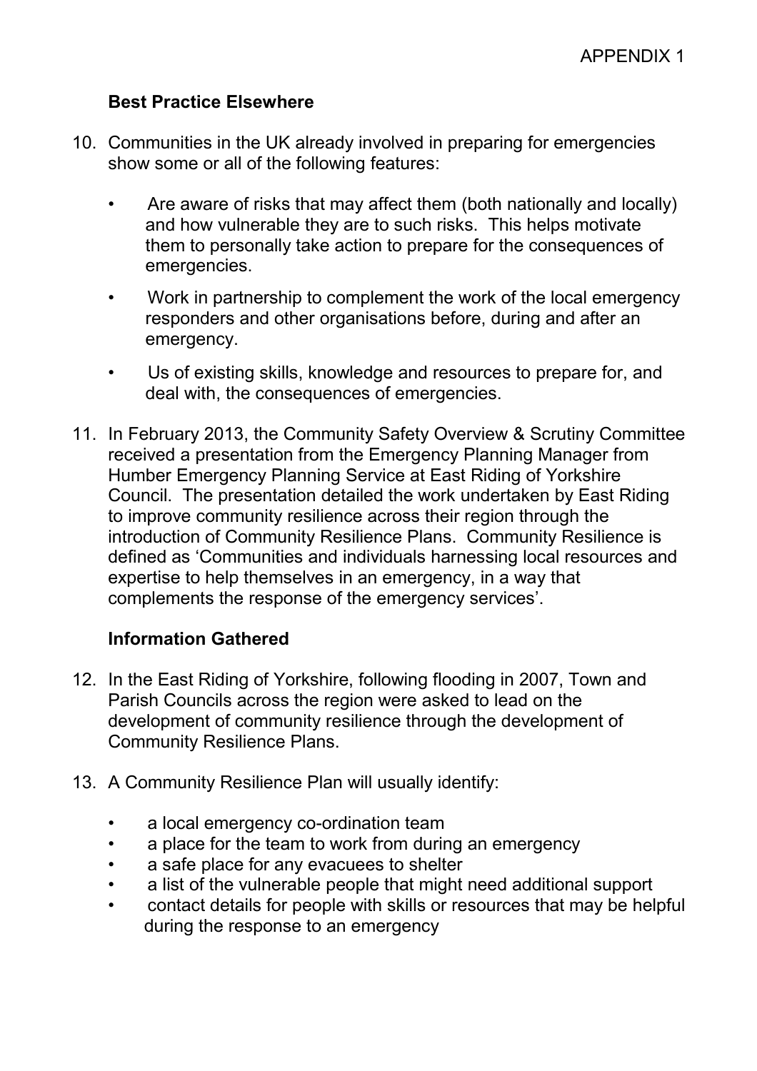APPENDIX 1

## Best Practice Elsewhere

10. Communities in the UK already involved in preparing for emergencies show some or all of the following features:

    - Are aware of risks that may affect them (both nationally and locally) and how vulnerable they are to such risks. This helps motivate them to personally take action to prepare for the consequences of emergencies.
    - Work in partnership to complement the work of the local emergency responders and other organisations before, during and after an emergency.
    - Us of existing skills, knowledge and resources to prepare for, and deal with, the consequences of emergencies.

11. In February 2013, the Community Safety Overview & Scrutiny Committee received a presentation from the Emergency Planning Manager from Humber Emergency Planning Service at East Riding of Yorkshire Council. The presentation detailed the work undertaken by East Riding to improve community resilience across their region through the introduction of Community Resilience Plans. Community Resilience is defined as 'Communities and individuals harnessing local resources and expertise to help themselves in an emergency, in a way that complements the response of the emergency services'.

## Information Gathered

12. In the East Riding of Yorkshire, following flooding in 2007, Town and Parish Councils across the region were asked to lead on the development of community resilience through the development of Community Resilience Plans.

13. A Community Resilience Plan will usually identify:

    - a local emergency co-ordination team
    - a place for the team to work from during an emergency
    - a safe place for any evacuees to shelter
    - a list of the vulnerable people that might need additional support
    - contact details for people with skills or resources that may be helpful during the response to an emergency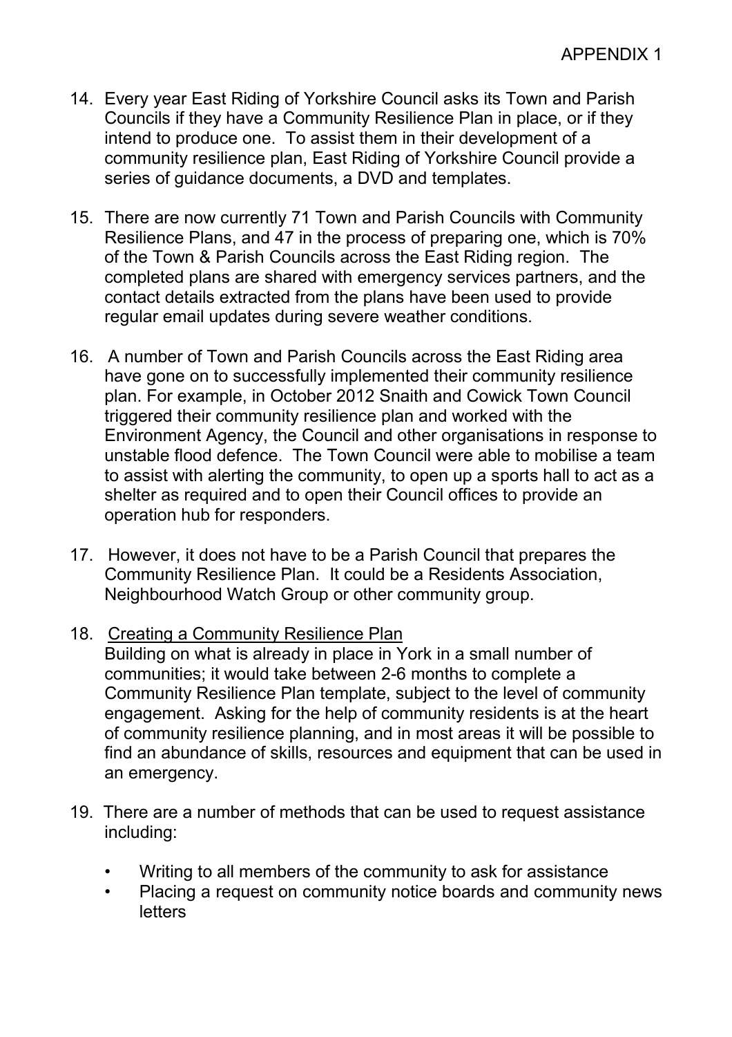APPENDIX 1

14. Every year East Riding of Yorkshire Council asks its Town and Parish Councils if they have a Community Resilience Plan in place, or if they intend to produce one. To assist them in their development of a community resilience plan, East Riding of Yorkshire Council provide a series of guidance documents, a DVD and templates.

15. There are now currently 71 Town and Parish Councils with Community Resilience Plans, and 47 in the process of preparing one, which is 70% of the Town & Parish Councils across the East Riding region. The completed plans are shared with emergency services partners, and the contact details extracted from the plans have been used to provide regular email updates during severe weather conditions.

16. A number of Town and Parish Councils across the East Riding area have gone on to successfully implemented their community resilience plan. For example, in October 2012 Snaith and Cowick Town Council triggered their community resilience plan and worked with the Environment Agency, the Council and other organisations in response to unstable flood defence. The Town Council were able to mobilise a team to assist with alerting the community, to open up a sports hall to act as a shelter as required and to open their Council offices to provide an operation hub for responders.

17. However, it does not have to be a Parish Council that prepares the Community Resilience Plan. It could be a Residents Association, Neighbourhood Watch Group or other community group.

18. <u>Creating a Community Resilience Plan</u>
    Building on what is already in place in York in a small number of communities; it would take between 2-6 months to complete a Community Resilience Plan template, subject to the level of community engagement. Asking for the help of community residents is at the heart of community resilience planning, and in most areas it will be possible to find an abundance of skills, resources and equipment that can be used in an emergency.

19. There are a number of methods that can be used to request assistance including:

    - Writing to all members of the community to ask for assistance
    - Placing a request on community notice boards and community news letters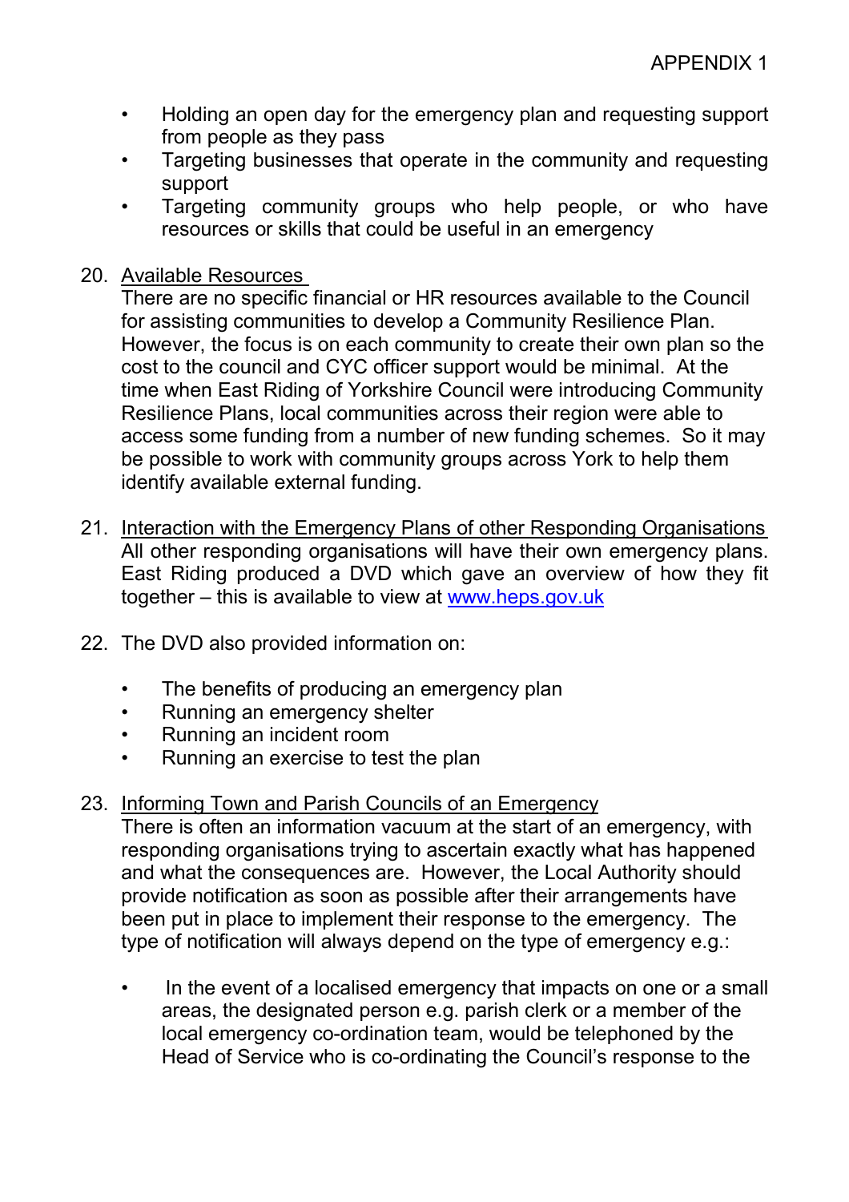- Holding an open day for the emergency plan and requesting support from people as they pass
- Targeting businesses that operate in the community and requesting support
- Targeting community groups who help people, or who have resources or skills that could be useful in an emergency

20. Available Resources
There are no specific financial or HR resources available to the Council for assisting communities to develop a Community Resilience Plan. However, the focus is on each community to create their own plan so the cost to the council and CYC officer support would be minimal. At the time when East Riding of Yorkshire Council were introducing Community Resilience Plans, local communities across their region were able to access some funding from a number of new funding schemes. So it may be possible to work with community groups across York to help them identify available external funding.

21. Interaction with the Emergency Plans of other Responding Organisations
All other responding organisations will have their own emergency plans. East Riding produced a DVD which gave an overview of how they fit together – this is available to view at www.heps.gov.uk

22. The DVD also provided information on:

    - The benefits of producing an emergency plan
    - Running an emergency shelter
    - Running an incident room
    - Running an exercise to test the plan

23. Informing Town and Parish Councils of an Emergency
There is often an information vacuum at the start of an emergency, with responding organisations trying to ascertain exactly what has happened and what the consequences are. However, the Local Authority should provide notification as soon as possible after their arrangements have been put in place to implement their response to the emergency. The type of notification will always depend on the type of emergency e.g.:

    - In the event of a localised emergency that impacts on one or a small areas, the designated person e.g. parish clerk or a member of the local emergency co-ordination team, would be telephoned by the Head of Service who is co-ordinating the Council's response to the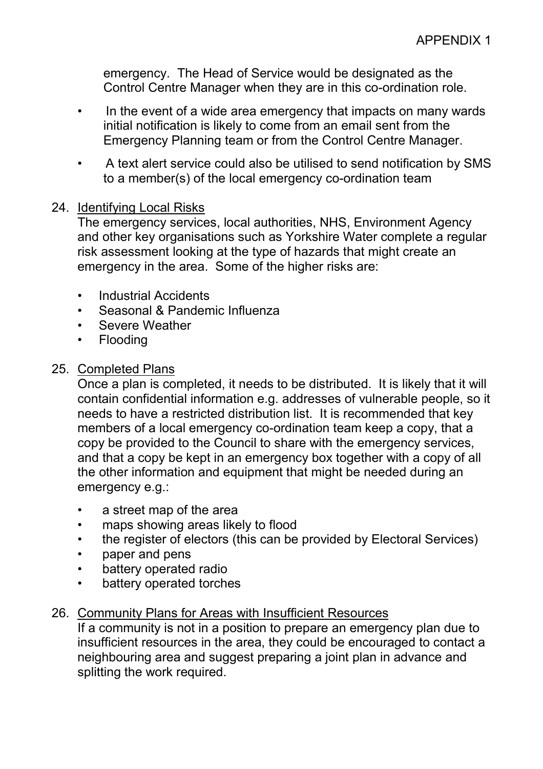emergency. The Head of Service would be designated as the Control Centre Manager when they are in this co-ordination role.

- In the event of a wide area emergency that impacts on many wards initial notification is likely to come from an email sent from the Emergency Planning team or from the Control Centre Manager.
- A text alert service could also be utilised to send notification by SMS to a member(s) of the local emergency co-ordination team

24. Identifying Local Risks

The emergency services, local authorities, NHS, Environment Agency and other key organisations such as Yorkshire Water complete a regular risk assessment looking at the type of hazards that might create an emergency in the area. Some of the higher risks are:

- Industrial Accidents
- Seasonal & Pandemic Influenza
- Severe Weather
- Flooding

25. Completed Plans

Once a plan is completed, it needs to be distributed. It is likely that it will contain confidential information e.g. addresses of vulnerable people, so it needs to have a restricted distribution list. It is recommended that key members of a local emergency co-ordination team keep a copy, that a copy be provided to the Council to share with the emergency services, and that a copy be kept in an emergency box together with a copy of all the other information and equipment that might be needed during an emergency e.g.:

- a street map of the area
- maps showing areas likely to flood
- the register of electors (this can be provided by Electoral Services)
- paper and pens
- battery operated radio
- battery operated torches

26. Community Plans for Areas with Insufficient Resources

If a community is not in a position to prepare an emergency plan due to insufficient resources in the area, they could be encouraged to contact a neighbouring area and suggest preparing a joint plan in advance and splitting the work required.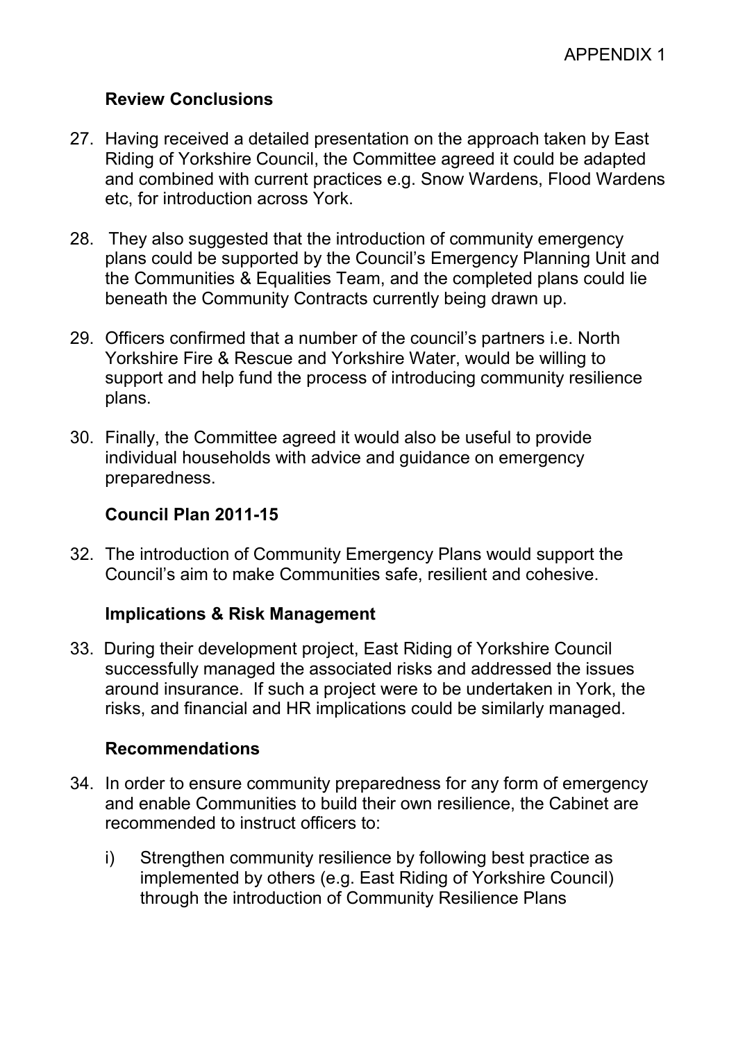APPENDIX 1

### Review Conclusions

27. Having received a detailed presentation on the approach taken by East Riding of Yorkshire Council, the Committee agreed it could be adapted and combined with current practices e.g. Snow Wardens, Flood Wardens etc, for introduction across York.

28. They also suggested that the introduction of community emergency plans could be supported by the Council's Emergency Planning Unit and the Communities & Equalities Team, and the completed plans could lie beneath the Community Contracts currently being drawn up.

29. Officers confirmed that a number of the council's partners i.e. North Yorkshire Fire & Rescue and Yorkshire Water, would be willing to support and help fund the process of introducing community resilience plans.

30. Finally, the Committee agreed it would also be useful to provide individual households with advice and guidance on emergency preparedness.

### Council Plan 2011-15

32. The introduction of Community Emergency Plans would support the Council's aim to make Communities safe, resilient and cohesive.

### Implications & Risk Management

33. During their development project, East Riding of Yorkshire Council successfully managed the associated risks and addressed the issues around insurance. If such a project were to be undertaken in York, the risks, and financial and HR implications could be similarly managed.

### Recommendations

34. In order to ensure community preparedness for any form of emergency and enable Communities to build their own resilience, the Cabinet are recommended to instruct officers to:

    i) Strengthen community resilience by following best practice as implemented by others (e.g. East Riding of Yorkshire Council) through the introduction of Community Resilience Plans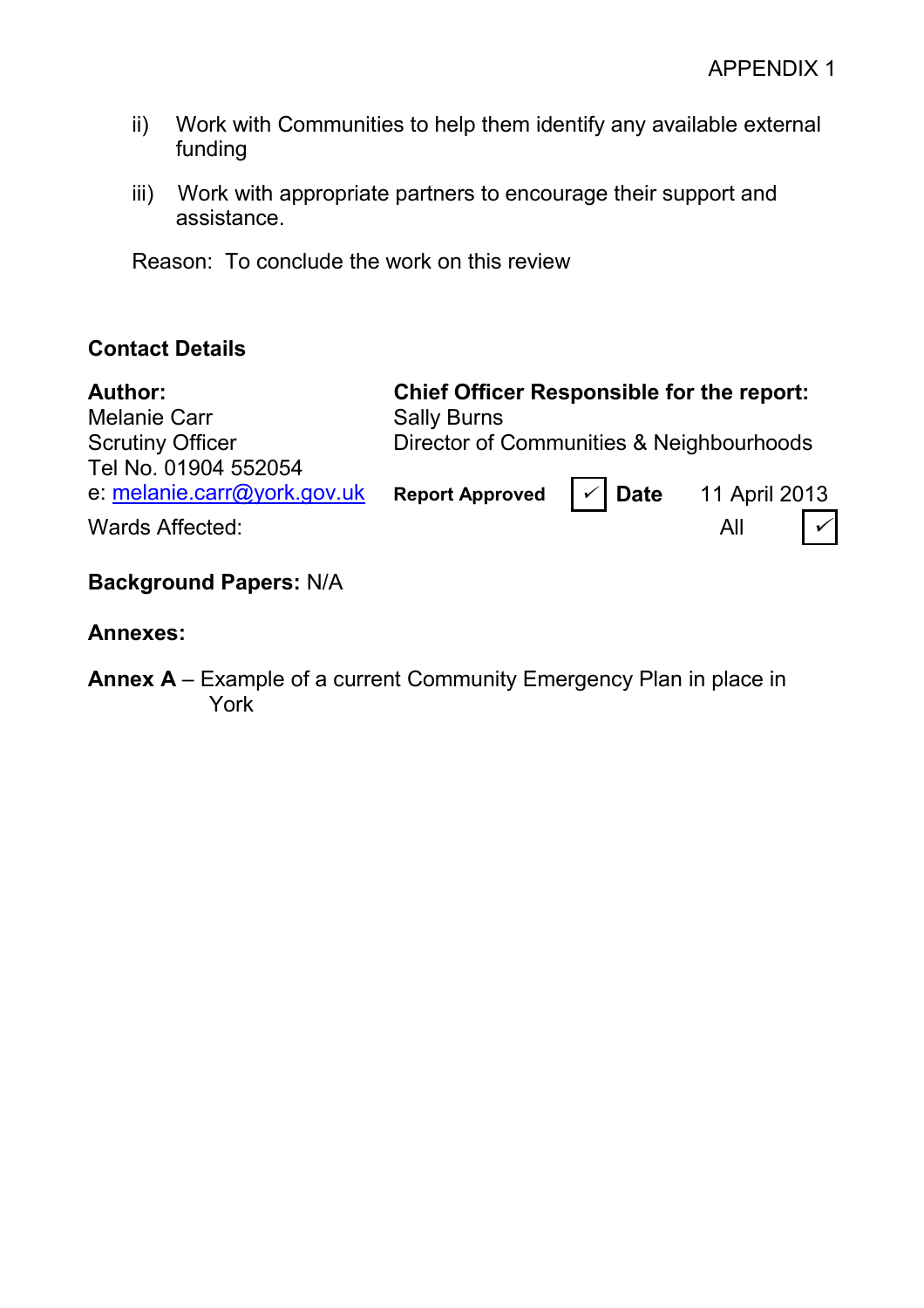APPENDIX 1

ii) Work with Communities to help them identify any available external funding

iii) Work with appropriate partners to encourage their support and assistance.

Reason: To conclude the work on this review

**Contact Details**

| | |
|---|---|
| **Author:** | **Chief Officer Responsible for the report:** |
| Melanie Carr | Sally Burns |
| Scrutiny Officer | Director of Communities & Neighbourhoods |
| Tel No. 01904 552054 | |
| e: melanie.carr@york.gov.uk | **Report Approved** ✓ **Date** 11 April 2013 |

Wards Affected: All ✓

**Background Papers:** N/A

**Annexes:**

**Annex A** – Example of a current Community Emergency Plan in place in York